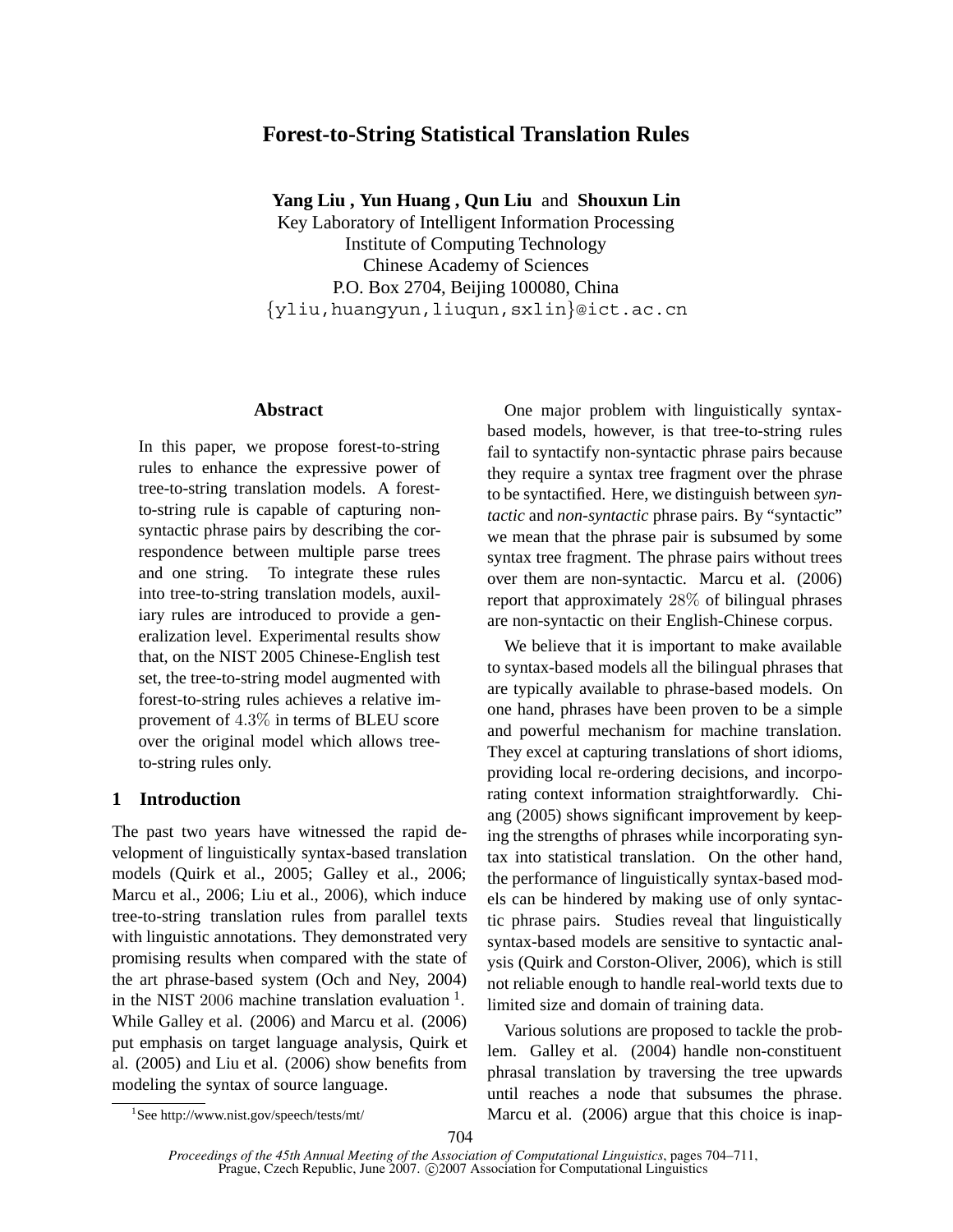# Forest-to-String Statistical Translation Rules

**Yang Liu , Yun Huang , Qun Liu** and **Shouxun Lin**
Key Laboratory of Intelligent Information Processing
Institute of Computing Technology
Chinese Academy of Sciences
P.O. Box 2704, Beijing 100080, China
{yliu,huangyun,liuqun,sxlin}@ict.ac.cn

## Abstract

In this paper, we propose forest-to-string rules to enhance the expressive power of tree-to-string translation models. A forest-to-string rule is capable of capturing non-syntactic phrase pairs by describing the correspondence between multiple parse trees and one string. To integrate these rules into tree-to-string translation models, auxiliary rules are introduced to provide a generalization level. Experimental results show that, on the NIST 2005 Chinese-English test set, the tree-to-string model augmented with forest-to-string rules achieves a relative improvement of $4.3\%$ in terms of BLEU score over the original model which allows tree-to-string rules only.

## 1 Introduction

The past two years have witnessed the rapid development of linguistically syntax-based translation models (Quirk et al., 2005; Galley et al., 2006; Marcu et al., 2006; Liu et al., 2006), which induce tree-to-string translation rules from parallel texts with linguistic annotations. They demonstrated very promising results when compared with the state of the art phrase-based system (Och and Ney, 2004) in the NIST $2006$ machine translation evaluation [1]. While Galley et al. (2006) and Marcu et al. (2006) put emphasis on target language analysis, Quirk et al. (2005) and Liu et al. (2006) show benefits from modeling the syntax of source language.

One major problem with linguistically syntax-based models, however, is that tree-to-string rules fail to syntactify non-syntactic phrase pairs because they require a syntax tree fragment over the phrase to be syntactified. Here, we distinguish between *syntactic* and *non-syntactic* phrase pairs. By "syntactic" we mean that the phrase pair is subsumed by some syntax tree fragment. The phrase pairs without trees over them are non-syntactic. Marcu et al. (2006) report that approximately $28\%$ of bilingual phrases are non-syntactic on their English-Chinese corpus.

We believe that it is important to make available to syntax-based models all the bilingual phrases that are typically available to phrase-based models. On one hand, phrases have been proven to be a simple and powerful mechanism for machine translation. They excel at capturing translations of short idioms, providing local re-ordering decisions, and incorporating context information straightforwardly. Chiang (2005) shows significant improvement by keeping the strengths of phrases while incorporating syntax into statistical translation. On the other hand, the performance of linguistically syntax-based models can be hindered by making use of only syntactic phrase pairs. Studies reveal that linguistically syntax-based models are sensitive to syntactic analysis (Quirk and Corston-Oliver, 2006), which is still not reliable enough to handle real-world texts due to limited size and domain of training data.

Various solutions are proposed to tackle the problem. Galley et al. (2004) handle non-constituent phrasal translation by traversing the tree upwards until reaches a node that subsumes the phrase. Marcu et al. (2006) argue that this choice is inap-

[1] See http://www.nist.gov/speech/tests/mt/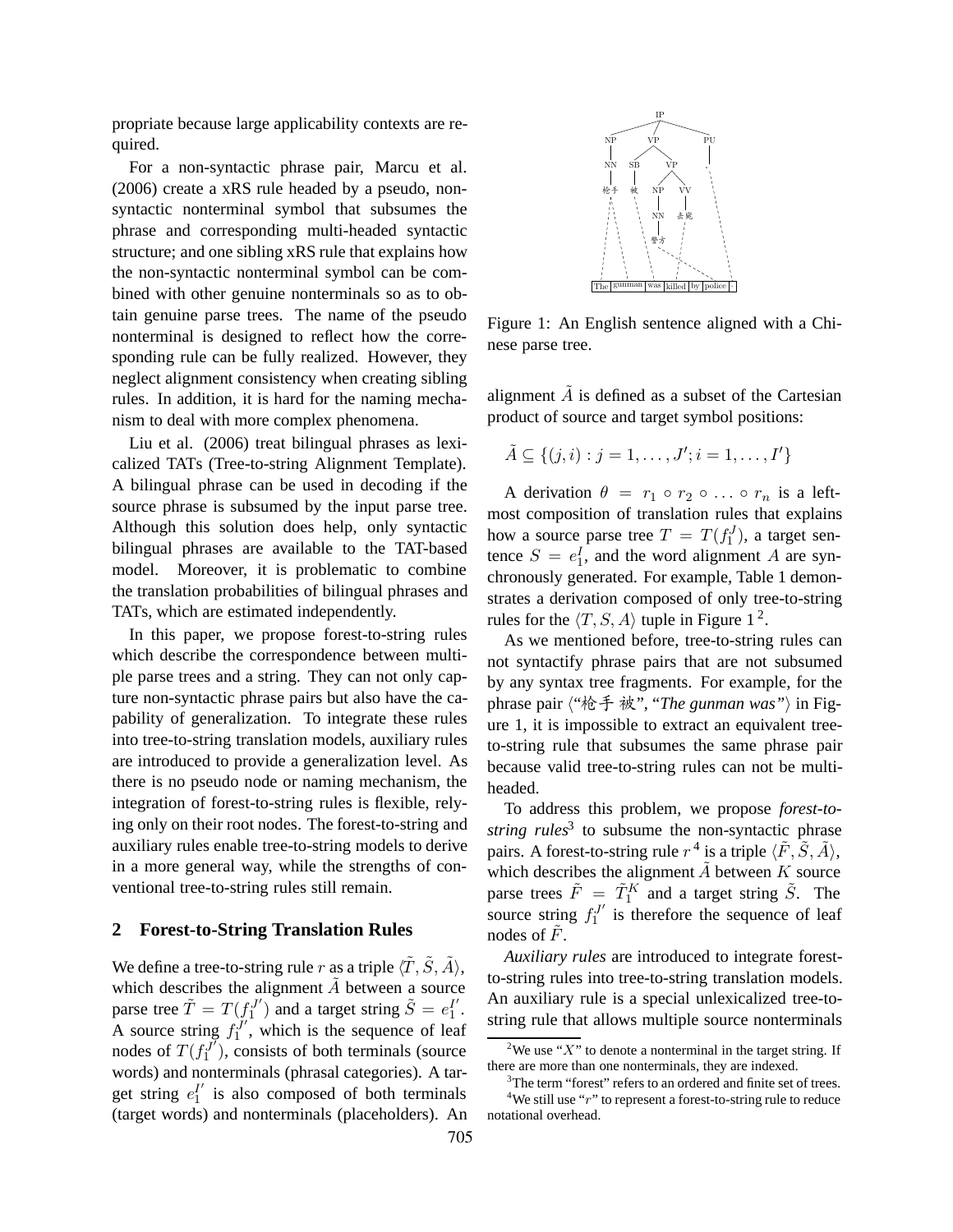propriate because large applicability contexts are required.

For a non-syntactic phrase pair, Marcu et al. (2006) create a xRS rule headed by a pseudo, non-syntactic nonterminal symbol that subsumes the phrase and corresponding multi-headed syntactic structure; and one sibling xRS rule that explains how the non-syntactic nonterminal symbol can be combined with other genuine nonterminals so as to obtain genuine parse trees. The name of the pseudo nonterminal is designed to reflect how the corresponding rule can be fully realized. However, they neglect alignment consistency when creating sibling rules. In addition, it is hard for the naming mechanism to deal with more complex phenomena.

Liu et al. (2006) treat bilingual phrases as lexicalized TATs (Tree-to-string Alignment Template). A bilingual phrase can be used in decoding if the source phrase is subsumed by the input parse tree. Although this solution does help, only syntactic bilingual phrases are available to the TAT-based model. Moreover, it is problematic to combine the translation probabilities of bilingual phrases and TATs, which are estimated independently.

In this paper, we propose forest-to-string rules which describe the correspondence between multiple parse trees and a string. They can not only capture non-syntactic phrase pairs but also have the capability of generalization. To integrate these rules into tree-to-string translation models, auxiliary rules are introduced to provide a generalization level. As there is no pseudo node or naming mechanism, the integration of forest-to-string rules is flexible, relying only on their root nodes. The forest-to-string and auxiliary rules enable tree-to-string models to derive in a more general way, while the strengths of conventional tree-to-string rules still remain.

## 2 Forest-to-String Translation Rules

We define a tree-to-string rule $r$ as a triple $\langle \tilde{T}, \tilde{S}, \tilde{A} \rangle$, which describes the alignment $\tilde{A}$ between a source parse tree $\tilde{T} = T(f_1^{J'})$ and a target string $\tilde{S} = e_1^{I'}$. A source string $f_1^{J'}$, which is the sequence of leaf nodes of $T(f_1^{J'})$, consists of both terminals (source words) and nonterminals (phrasal categories). A target string $e_1^{I'}$ is also composed of both terminals (target words) and nonterminals (placeholders). An alignment $\tilde{A}$ is defined as a subset of the Cartesian product of source and target symbol positions:

$$\tilde{A} \subseteq \{(j,i) : j = 1, \ldots, J'; i = 1, \ldots, I'\}$$

Figure 1: An English sentence aligned with a Chinese parse tree.

A derivation $\theta = r_1 \circ r_2 \circ \ldots \circ r_n$ is a left-most composition of translation rules that explains how a source parse tree $T = T(f_1^J)$, a target sentence $S = e_1^I$, and the word alignment $A$ are synchronously generated. For example, Table 1 demonstrates a derivation composed of only tree-to-string rules for the $\langle T, S, A \rangle$ tuple in Figure 1 [2].

As we mentioned before, tree-to-string rules can not syntactify phrase pairs that are not subsumed by any syntax tree fragments. For example, for the phrase pair ⟨"枪手 被", "*The gunman was*"⟩ in Figure 1, it is impossible to extract an equivalent tree-to-string rule that subsumes the same phrase pair because valid tree-to-string rules can not be multi-headed.

To address this problem, we propose *forest-to-string rules*[3] to subsume the non-syntactic phrase pairs. A forest-to-string rule $r$ [4] is a triple $\langle \tilde{F}, \tilde{S}, \tilde{A} \rangle$, which describes the alignment $\tilde{A}$ between $K$ source parse trees $\tilde{F} = \tilde{T}_1^K$ and a target string $\tilde{S}$. The source string $f_1^{J'}$ is therefore the sequence of leaf nodes of $\tilde{F}$.

*Auxiliary rules* are introduced to integrate forest-to-string rules into tree-to-string translation models. An auxiliary rule is a special unlexicalized tree-to-string rule that allows multiple source nonterminals

[2] We use "$X$" to denote a nonterminal in the target string. If there are more than one nonterminals, they are indexed.

[3] The term "forest" refers to an ordered and finite set of trees.

[4] We still use "$r$" to represent a forest-to-string rule to reduce notational overhead.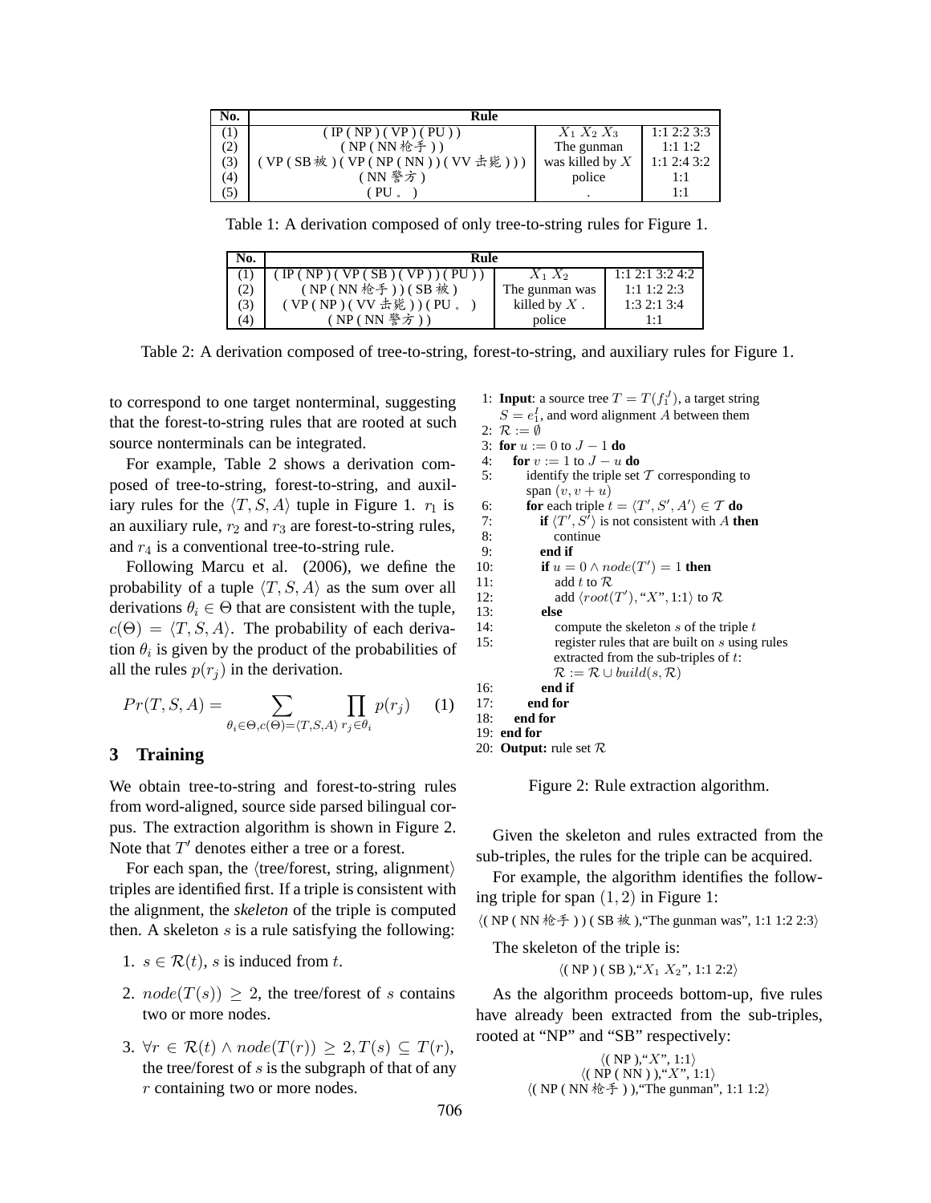| No. | Rule | | |
|---|---|---|---|
| (1) | ( IP ( NP ) ( VP ) ( PU ) ) | $X_1$ $X_2$ $X_3$ | 1:1 2:2 3:3 |
| (2) | ( NP ( NN 枪手 ) ) | The gunman | 1:1 1:2 |
| (3) | ( VP ( SB 被 ) ( VP ( NP ( NN ) ) ( VV 击毙 ) ) ) | was killed by $X$ | 1:1 2:4 3:2 |
| (4) | ( NN 警方 ) | police | 1:1 |
| (5) | ( PU 。 ) | . | 1:1 |

Table 1: A derivation composed of only tree-to-string rules for Figure 1.

| No. | Rule | | |
|---|---|---|---|
| (1) | ( IP ( NP ) ( VP ( SB ) ( VP ) ) ( PU ) ) | $X_1$ $X_2$ | 1:1 2:1 3:2 4:2 |
| (2) | ( NP ( NN 枪手 ) ) ( SB 被 ) | The gunman was | 1:1 1:2 2:3 |
| (3) | ( VP ( NP ) ( VV 击毙 ) ) ( PU 。 ) | killed by $X$ . | 1:3 2:1 3:4 |
| (4) | ( NP ( NN 警方 ) ) | police | 1:1 |

Table 2: A derivation composed of tree-to-string, forest-to-string, and auxiliary rules for Figure 1.

to correspond to one target nonterminal, suggesting that the forest-to-string rules that are rooted at such source nonterminals can be integrated.

For example, Table 2 shows a derivation composed of tree-to-string, forest-to-string, and auxiliary rules for the $\langle T, S, A \rangle$ tuple in Figure 1. $r_1$ is an auxiliary rule, $r_2$ and $r_3$ are forest-to-string rules, and $r_4$ is a conventional tree-to-string rule.

Following Marcu et al. (2006), we define the probability of a tuple $\langle T, S, A \rangle$ as the sum over all derivations $\theta_i \in \Theta$ that are consistent with the tuple, $c(\Theta) = \langle T, S, A \rangle$. The probability of each derivation $\theta_i$ is given by the product of the probabilities of all the rules $p(r_j)$ in the derivation.

$$Pr(T, S, A) = \sum_{\theta_i \in \Theta, c(\Theta) = \langle T, S, A \rangle} \prod_{r_j \in \theta_i} p(r_j) \quad (1)$$

## 3 Training

We obtain tree-to-string and forest-to-string rules from word-aligned, source side parsed bilingual corpus. The extraction algorithm is shown in Figure 2. Note that $T'$ denotes either a tree or a forest.

For each span, the ⟨tree/forest, string, alignment⟩ triples are identified first. If a triple is consistent with the alignment, the *skeleton* of the triple is computed then. A skeleton $s$ is a rule satisfying the following:

1. $s \in \mathcal{R}(t)$, $s$ is induced from $t$.
2. $node(T(s)) \geq 2$, the tree/forest of $s$ contains two or more nodes.
3. $\forall r \in \mathcal{R}(t) \wedge node(T(r)) \geq 2, T(s) \subseteq T(r)$, the tree/forest of $s$ is the subgraph of that of any $r$ containing two or more nodes.

```
1: Input: a source tree T = T(f_1^J), a target string
   S = e_1^I, and word alignment A between them
2: R := ∅
3: for u := 0 to J − 1 do
4:   for v := 1 to J − u do
5:     identify the triple set 𝒯 corresponding to
       span (v, v + u)
6:     for each triple t = ⟨T', S', A'⟩ ∈ 𝒯 do
7:       if ⟨T', S'⟩ is not consistent with A then
8:         continue
9:       end if
10:      if u = 0 ∧ node(T') = 1 then
11:        add t to R
12:        add ⟨root(T'), "X", 1:1⟩ to R
13:      else
14:        compute the skeleton s of the triple t
15:        register rules that are built on s using rules
           extracted from the sub-triples of t:
           R := R ∪ build(s, R)
16:      end if
17:    end for
18:  end for
19: end for
20: Output: rule set R
```

Figure 2: Rule extraction algorithm.

Given the skeleton and rules extracted from the sub-triples, the rules for the triple can be acquired.

For example, the algorithm identifies the following triple for span $(1, 2)$ in Figure 1:

⟨( NP ( NN 枪手 ) ) ( SB 被 ),"The gunman was", 1:1 1:2 2:3⟩

The skeleton of the triple is:

⟨( NP ) ( SB ),"$X_1$ $X_2$", 1:1 2:2⟩

As the algorithm proceeds bottom-up, five rules have already been extracted from the sub-triples, rooted at "NP" and "SB" respectively:

⟨( NP ),"$X$", 1:1⟩
⟨( NP ( NN ) ),"$X$", 1:1⟩
⟨( NP ( NN 枪手 ) ),"The gunman", 1:1 1:2⟩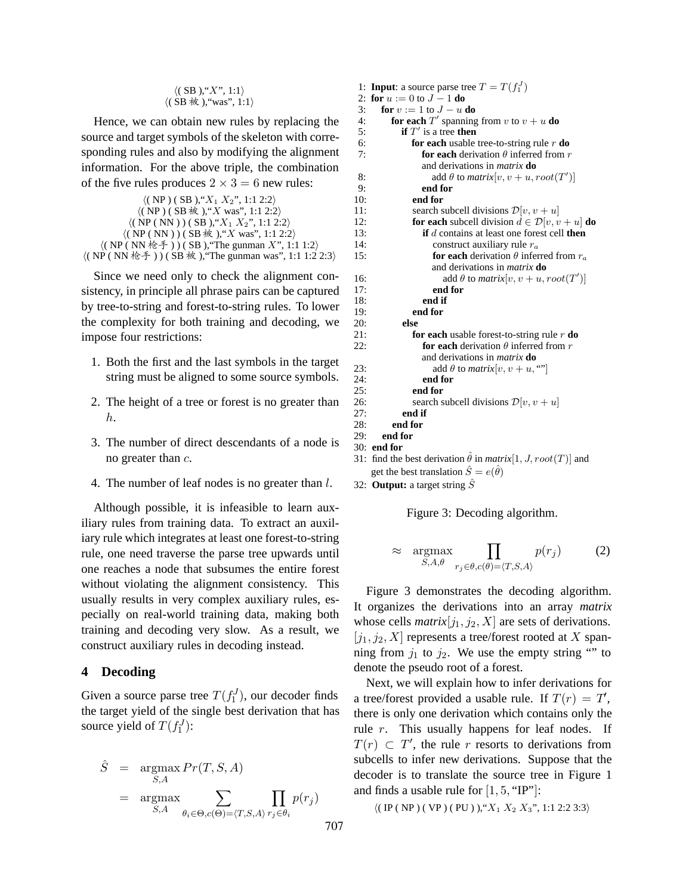⟨( SB ),"$X$", 1:1⟩
⟨( SB 被 ),"was", 1:1⟩

Hence, we can obtain new rules by replacing the source and target symbols of the skeleton with corresponding rules and also by modifying the alignment information. For the above triple, the combination of the five rules produces $2 \times 3 = 6$ new rules:

⟨( NP ) ( SB ),"$X_1$ $X_2$", 1:1 2:2⟩
⟨( NP ) ( SB 被 ),"$X$ was", 1:1 2:2⟩
⟨( NP ( NN ) ) ( SB ),"$X_1$ $X_2$", 1:1 2:2⟩
⟨( NP ( NN ) ) ( SB 被 ),"$X$ was", 1:1 2:2⟩
⟨( NP ( NN 枪手 ) ) ( SB ),"The gunman $X$", 1:1 1:2⟩
⟨( NP ( NN 枪手 ) ) ( SB 被 ),"The gunman was", 1:1 1:2 2:3⟩

Since we need only to check the alignment consistency, in principle all phrase pairs can be captured by tree-to-string and forest-to-string rules. To lower the complexity for both training and decoding, we impose four restrictions:

1. Both the first and the last symbols in the target string must be aligned to some source symbols.
2. The height of a tree or forest is no greater than $h$.
3. The number of direct descendants of a node is no greater than $c$.
4. The number of leaf nodes is no greater than $l$.

Although possible, it is infeasible to learn auxiliary rules from training data. To extract an auxiliary rule which integrates at least one forest-to-string rule, one need traverse the parse tree upwards until one reaches a node that subsumes the entire forest without violating the alignment consistency. This usually results in very complex auxiliary rules, especially on real-world training data, making both training and decoding very slow. As a result, we construct auxiliary rules in decoding instead.

## 4 Decoding

Given a source parse tree $T(f_1^J)$, our decoder finds the target yield of the single best derivation that has source yield of $T(f_1^J)$:

$$
\begin{aligned}
\hat{S} &= \operatorname*{argmax}_{S,A} Pr(T,S,A) \\
&= \operatorname*{argmax}_{S,A} \sum_{\theta_i \in \Theta, c(\Theta)=\langle T,S,A\rangle} \prod_{r_j \in \theta_i} p(r_j) \\
&\approx \operatorname*{argmax}_{S,A,\theta} \prod_{r_j \in \theta, c(\theta)=\langle T,S,A\rangle} p(r_j) \qquad (2)
\end{aligned}
$$

```
1: Input: a source parse tree T = T(f_1^J)
2: for u := 0 to J − 1 do
3:   for v := 1 to J − u do
4:     for each T' spanning from v to v + u do
5:       if T' is a tree then
6:         for each usable tree-to-string rule r do
7:           for each derivation θ inferred from r
             and derivations in matrix do
8:             add θ to matrix[v, v + u, root(T')]
9:           end for
10:        end for
11:        search subcell divisions D[v, v + u]
12:        for each subcell division d ∈ D[v, v + u] do
13:          if d contains at least one forest cell then
14:            construct auxiliary rule r_a
15:            for each derivation θ inferred from r_a
               and derivations in matrix do
16:              add θ to matrix[v, v + u, root(T')]
17:            end for
18:          end if
19:        end for
20:      else
21:        for each usable forest-to-string rule r do
22:          for each derivation θ inferred from r
             and derivations in matrix do
23:            add θ to matrix[v, v + u, ""]
24:          end for
25:        end for
26:        search subcell divisions D[v, v + u]
27:      end if
28:    end for
29:  end for
30: end for
31: find the best derivation θ̂ in matrix[1, J, root(T)] and
    get the best translation Ŝ = e(θ̂)
32: Output: a target string Ŝ
```

Figure 3: Decoding algorithm.

Figure 3 demonstrates the decoding algorithm. It organizes the derivations into an array *matrix* whose cells *matrix*$[j_1, j_2, X]$ are sets of derivations. $[j_1, j_2, X]$ represents a tree/forest rooted at $X$ spanning from $j_1$ to $j_2$. We use the empty string "" to denote the pseudo root of a forest.

Next, we will explain how to infer derivations for a tree/forest provided a usable rule. If $T(r) = T'$, there is only one derivation which contains only the rule $r$. This usually happens for leaf nodes. If $T(r) \subset T'$, the rule $r$ resorts to derivations from subcells to infer new derivations. Suppose that the decoder is to translate the source tree in Figure 1 and finds a usable rule for $[1, 5, \text{"IP"}]$:

⟨( IP ( NP ) ( VP ) ( PU ) ),"$X_1$ $X_2$ $X_3$", 1:1 2:2 3:3⟩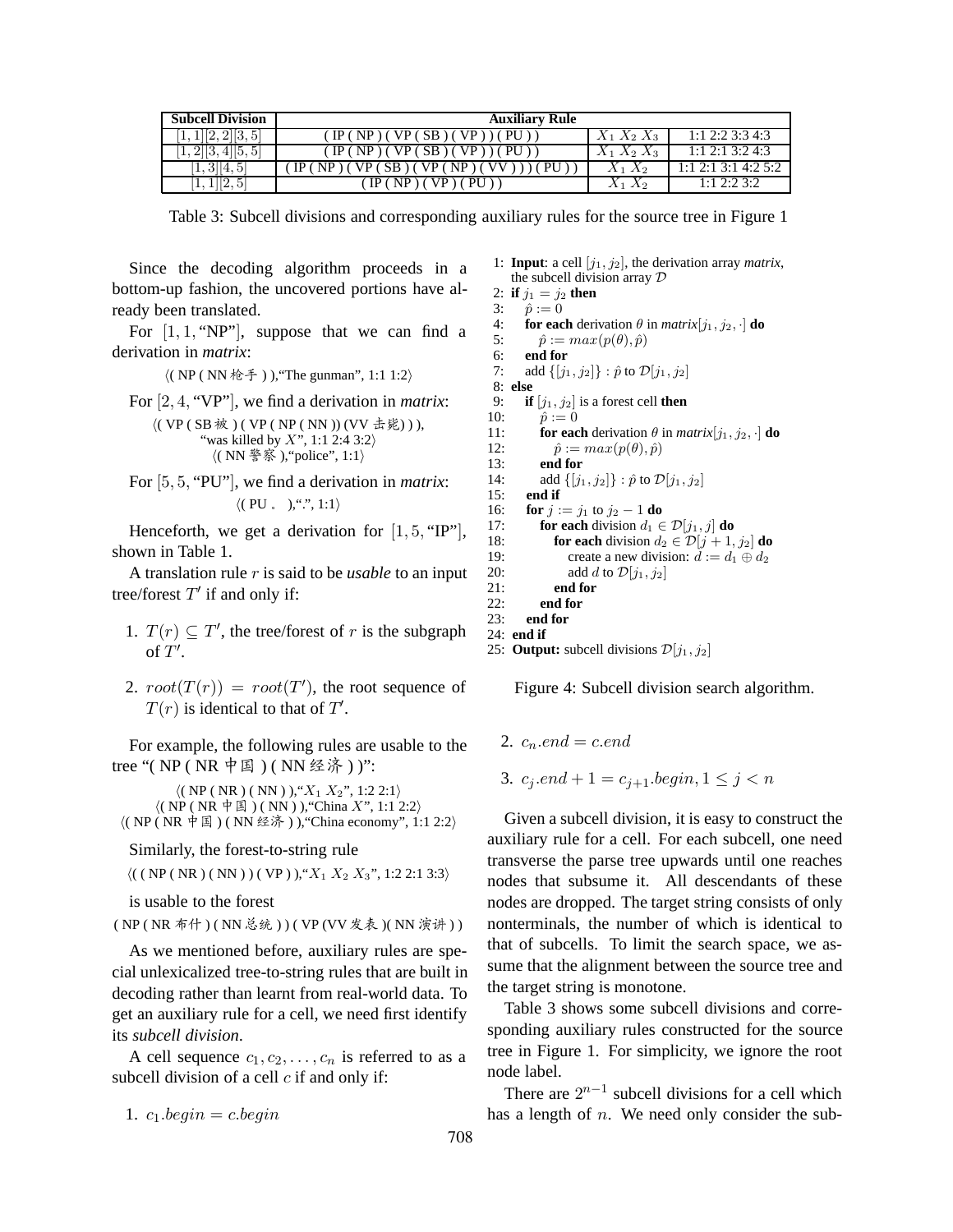| Subcell Division | Auxiliary Rule | | |
|---|---|---|---|
| $[1,1][2,2][3,5]$ | ( IP ( NP ) ( VP ( SB ) ( VP ) ) ( PU ) ) | $X_1\ X_2\ X_3$ | 1:1 2:2 3:3 4:3 |
| $[1,2][3,4][5,5]$ | ( IP ( NP ) ( VP ( SB ) ( VP ) ) ( PU ) ) | $X_1\ X_2\ X_3$ | 1:1 2:1 3:2 4:3 |
| $[1,3][4,5]$ | ( IP ( NP ) ( VP ( SB ) ( VP ( NP ) ( VV ) ) ) ( PU ) ) | $X_1\ X_2$ | 1:1 2:1 3:1 4:2 5:2 |
| $[1,1][2,5]$ | ( IP ( NP ) ( VP ) ( PU ) ) | $X_1\ X_2$ | 1:1 2:2 3:2 |

Table 3: Subcell divisions and corresponding auxiliary rules for the source tree in Figure 1

Since the decoding algorithm proceeds in a bottom-up fashion, the uncovered portions have already been translated.

For $[1, 1, \text{"NP"}]$, suppose that we can find a derivation in *matrix*:

⟨( NP ( NN 枪手 ) ),"The gunman", 1:1 1:2⟩

For $[2, 4, \text{"VP"}]$, we find a derivation in *matrix*:

⟨( VP ( SB 被 ) ( VP ( NP ( NN )) (VV 击毙) ) ),
"was killed by $X$", 1:1 2:4 3:2⟩
⟨( NN 警察 ),"police", 1:1⟩

For $[5, 5, \text{"PU"}]$, we find a derivation in *matrix*:

⟨( PU 。 ),".", 1:1⟩

Henceforth, we get a derivation for $[1, 5, \text{"IP"}]$, shown in Table 1.

A translation rule $r$ is said to be *usable* to an input tree/forest $T'$ if and only if:

1. $T(r) \subseteq T'$, the tree/forest of $r$ is the subgraph of $T'$.
2. $root(T(r)) = root(T')$, the root sequence of $T(r)$ is identical to that of $T'$.

For example, the following rules are usable to the tree "( NP ( NR 中国 ) ( NN 经济 ) )":

⟨( NP ( NR ) ( NN ) ),"$X_1$ $X_2$", 1:2 2:1⟩
⟨( NP ( NR 中国 ) ( NN ) ),"China $X$", 1:1 2:2⟩
⟨( NP ( NR 中国 ) ( NN 经济 ) ),"China economy", 1:1 2:2⟩

Similarly, the forest-to-string rule

⟨( ( NP ( NR ) ( NN ) ) ( VP ) ),"$X_1$ $X_2$ $X_3$", 1:2 2:1 3:3⟩

is usable to the forest

( NP ( NR 布什 ) ( NN 总统 ) ) ( VP (VV 发表 )( NN 演讲 ) )

As we mentioned before, auxiliary rules are special unlexicalized tree-to-string rules that are built in decoding rather than learnt from real-world data. To get an auxiliary rule for a cell, we need first identify its *subcell division*.

A cell sequence $c_1, c_2, \ldots, c_n$ is referred to as a subcell division of a cell $c$ if and only if:

1. $c_1.begin = c.begin$
2. $c_n.end = c.end$
3. $c_j.end + 1 = c_{j+1}.begin, 1 \leq j < n$

```
1: Input: a cell [j1, j2], the derivation array matrix,
   the subcell division array D
2: if j1 = j2 then
3:    p̂ := 0
4:    for each derivation θ in matrix[j1, j2, ·] do
5:       p̂ := max(p(θ), p̂)
6:    end for
7:    add {[j1, j2]} : p̂ to D[j1, j2]
8: else
9:    if [j1, j2] is a forest cell then
10:      p̂ := 0
11:      for each derivation θ in matrix[j1, j2, ·] do
12:         p̂ := max(p(θ), p̂)
13:      end for
14:      add {[j1, j2]} : p̂ to D[j1, j2]
15:   end if
16:   for j := j1 to j2 − 1 do
17:      for each division d1 ∈ D[j1, j] do
18:         for each division d2 ∈ D[j + 1, j2] do
19:            create a new division: d := d1 ⊕ d2
20:            add d to D[j1, j2]
21:         end for
22:      end for
23:   end for
24: end if
25: Output: subcell divisions D[j1, j2]
```

Figure 4: Subcell division search algorithm.

Given a subcell division, it is easy to construct the auxiliary rule for a cell. For each subcell, one need transverse the parse tree upwards until one reaches nodes that subsume it. All descendants of these nodes are dropped. The target string consists of only nonterminals, the number of which is identical to that of subcells. To limit the search space, we assume that the alignment between the source tree and the target string is monotone.

Table 3 shows some subcell divisions and corresponding auxiliary rules constructed for the source tree in Figure 1. For simplicity, we ignore the root node label.

There are $2^{n-1}$ subcell divisions for a cell which has a length of $n$. We need only consider the sub-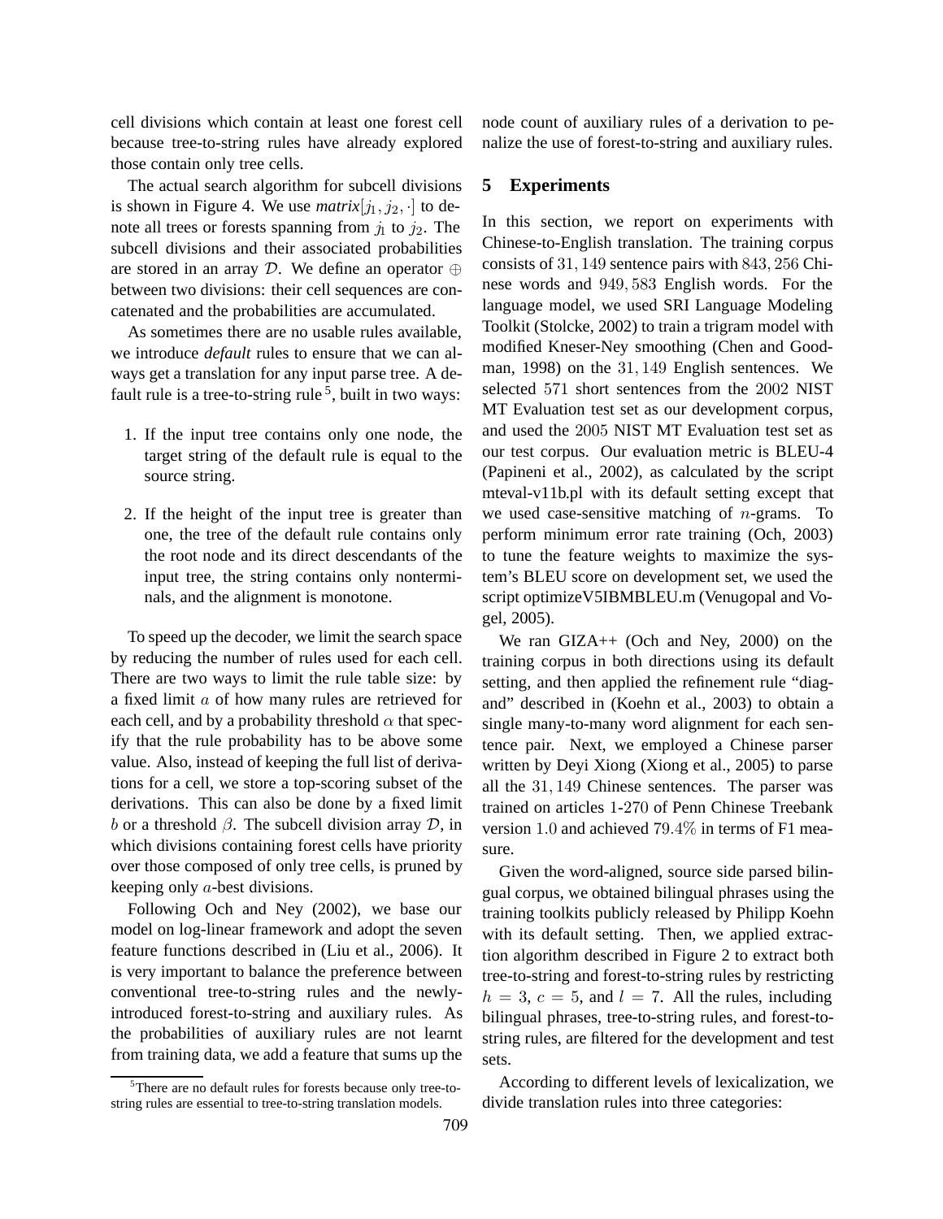cell divisions which contain at least one forest cell because tree-to-string rules have already explored those contain only tree cells.

The actual search algorithm for subcell divisions is shown in Figure 4. We use *matrix*$[j_1, j_2, \cdot]$ to denote all trees or forests spanning from $j_1$ to $j_2$. The subcell divisions and their associated probabilities are stored in an array $\mathcal{D}$. We define an operator $\oplus$ between two divisions: their cell sequences are concatenated and the probabilities are accumulated.

As sometimes there are no usable rules available, we introduce *default* rules to ensure that we can always get a translation for any input parse tree. A default rule is a tree-to-string rule [5], built in two ways:

1. If the input tree contains only one node, the target string of the default rule is equal to the source string.
2. If the height of the input tree is greater than one, the tree of the default rule contains only the root node and its direct descendants of the input tree, the string contains only nonterminals, and the alignment is monotone.

To speed up the decoder, we limit the search space by reducing the number of rules used for each cell. There are two ways to limit the rule table size: by a fixed limit $a$ of how many rules are retrieved for each cell, and by a probability threshold $\alpha$ that specify that the rule probability has to be above some value. Also, instead of keeping the full list of derivations for a cell, we store a top-scoring subset of the derivations. This can also be done by a fixed limit $b$ or a threshold $\beta$. The subcell division array $\mathcal{D}$, in which divisions containing forest cells have priority over those composed of only tree cells, is pruned by keeping only $a$-best divisions.

Following Och and Ney (2002), we base our model on log-linear framework and adopt the seven feature functions described in (Liu et al., 2006). It is very important to balance the preference between conventional tree-to-string rules and the newly-introduced forest-to-string and auxiliary rules. As the probabilities of auxiliary rules are not learnt from training data, we add a feature that sums up the node count of auxiliary rules of a derivation to penalize the use of forest-to-string and auxiliary rules.

[5] There are no default rules for forests because only tree-to-string rules are essential to tree-to-string translation models.

## 5 Experiments

In this section, we report on experiments with Chinese-to-English translation. The training corpus consists of 31,149 sentence pairs with 843,256 Chinese words and 949,583 English words. For the language model, we used SRI Language Modeling Toolkit (Stolcke, 2002) to train a trigram model with modified Kneser-Ney smoothing (Chen and Goodman, 1998) on the 31,149 English sentences. We selected 571 short sentences from the 2002 NIST MT Evaluation test set as our development corpus, and used the 2005 NIST MT Evaluation test set as our test corpus. Our evaluation metric is BLEU-4 (Papineni et al., 2002), as calculated by the script mteval-v11b.pl with its default setting except that we used case-sensitive matching of $n$-grams. To perform minimum error rate training (Och, 2003) to tune the feature weights to maximize the system's BLEU score on development set, we used the script optimizeV5IBMBLEU.m (Venugopal and Vogel, 2005).

We ran GIZA++ (Och and Ney, 2000) on the training corpus in both directions using its default setting, and then applied the refinement rule "diag-and" described in (Koehn et al., 2003) to obtain a single many-to-many word alignment for each sentence pair. Next, we employed a Chinese parser written by Deyi Xiong (Xiong et al., 2005) to parse all the 31,149 Chinese sentences. The parser was trained on articles 1-270 of Penn Chinese Treebank version 1.0 and achieved 79.4% in terms of F1 measure.

Given the word-aligned, source side parsed bilingual corpus, we obtained bilingual phrases using the training toolkits publicly released by Philipp Koehn with its default setting. Then, we applied extraction algorithm described in Figure 2 to extract both tree-to-string and forest-to-string rules by restricting $h = 3$, $c = 5$, and $l = 7$. All the rules, including bilingual phrases, tree-to-string rules, and forest-to-string rules, are filtered for the development and test sets.

According to different levels of lexicalization, we divide translation rules into three categories: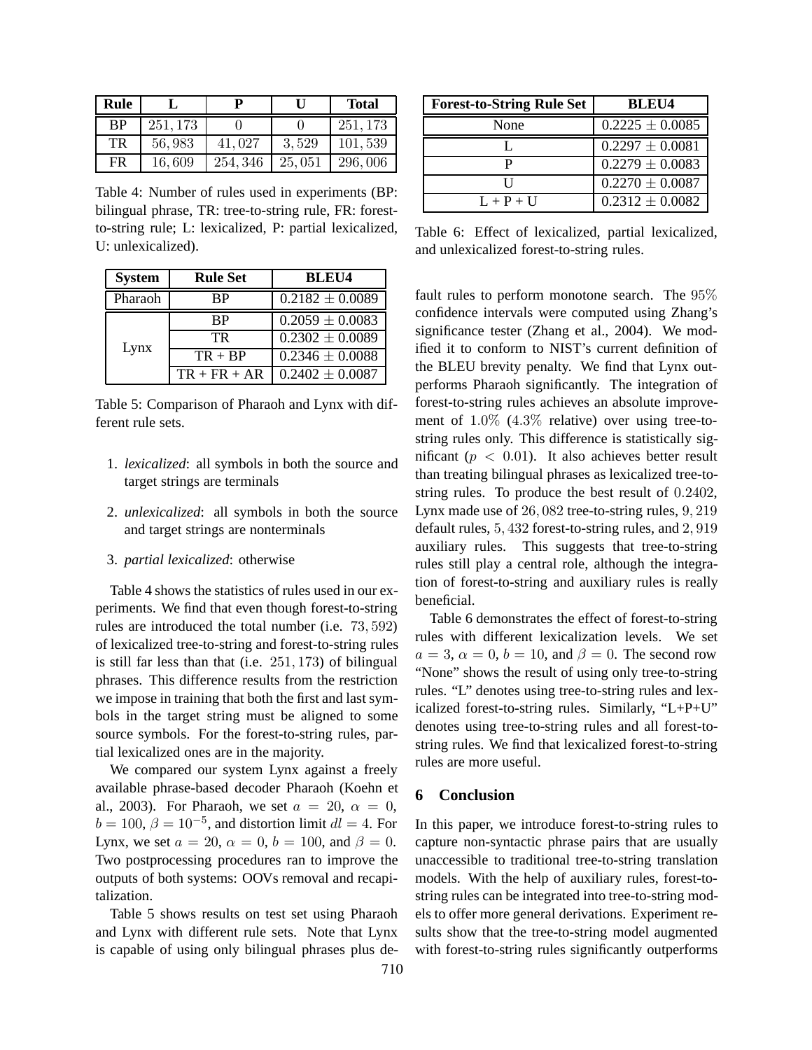| Rule | L | P | U | Total |
|---|---|---|---|---|
| BP | $251,173$ | $0$ | $0$ | $251,173$ |
| TR | $56,983$ | $41,027$ | $3,529$ | $101,539$ |
| FR | $16,609$ | $254,346$ | $25,051$ | $296,006$ |

Table 4: Number of rules used in experiments (BP: bilingual phrase, TR: tree-to-string rule, FR: forest-to-string rule; L: lexicalized, P: partial lexicalized, U: unlexicalized).

| System | Rule Set | BLEU4 |
|---|---|---|
| Pharaoh | BP | $0.2182 \pm 0.0089$ |
| Lynx | BP | $0.2059 \pm 0.0083$ |
| | TR | $0.2302 \pm 0.0089$ |
| | TR + BP | $0.2346 \pm 0.0088$ |
| | TR + FR + AR | $0.2402 \pm 0.0087$ |

Table 5: Comparison of Pharaoh and Lynx with different rule sets.

1. *lexicalized*: all symbols in both the source and target strings are terminals
2. *unlexicalized*: all symbols in both the source and target strings are nonterminals
3. *partial lexicalized*: otherwise

Table 4 shows the statistics of rules used in our experiments. We find that even though forest-to-string rules are introduced the total number (i.e. $73,592$) of lexicalized tree-to-string and forest-to-string rules is still far less than that (i.e. $251,173$) of bilingual phrases. This difference results from the restriction we impose in training that both the first and last symbols in the target string must be aligned to some source symbols. For the forest-to-string rules, partial lexicalized ones are in the majority.

We compared our system Lynx against a freely available phrase-based decoder Pharaoh (Koehn et al., 2003). For Pharaoh, we set $a = 20$, $\alpha = 0$, $b = 100$, $\beta = 10^{-5}$, and distortion limit $dl = 4$. For Lynx, we set $a = 20$, $\alpha = 0$, $b = 100$, and $\beta = 0$. Two postprocessing procedures ran to improve the outputs of both systems: OOVs removal and recapitalization.

Table 5 shows results on test set using Pharaoh and Lynx with different rule sets. Note that Lynx is capable of using only bilingual phrases plus default rules to perform monotone search. The $95\%$ confidence intervals were computed using Zhang's significance tester (Zhang et al., 2004). We modified it to conform to NIST's current definition of the BLEU brevity penalty. We find that Lynx outperforms Pharaoh significantly. The integration of forest-to-string rules achieves an absolute improvement of $1.0\%$ ($4.3\%$ relative) over using tree-to-string rules only. This difference is statistically significant ($p < 0.01$). It also achieves better result than treating bilingual phrases as lexicalized tree-to-string rules. To produce the best result of $0.2402$, Lynx made use of $26,082$ tree-to-string rules, $9,219$ default rules, $5,432$ forest-to-string rules, and $2,919$ auxiliary rules. This suggests that tree-to-string rules still play a central role, although the integration of forest-to-string and auxiliary rules is really beneficial.

| Forest-to-String Rule Set | BLEU4 |
|---|---|
| None | $0.2225 \pm 0.0085$ |
| L | $0.2297 \pm 0.0081$ |
| P | $0.2279 \pm 0.0083$ |
| U | $0.2270 \pm 0.0087$ |
| L + P + U | $0.2312 \pm 0.0082$ |

Table 6: Effect of lexicalized, partial lexicalized, and unlexicalized forest-to-string rules.

Table 6 demonstrates the effect of forest-to-string rules with different lexicalization levels. We set $a = 3$, $\alpha = 0$, $b = 10$, and $\beta = 0$. The second row "None" shows the result of using only tree-to-string rules. "L" denotes using tree-to-string rules and lexicalized forest-to-string rules. Similarly, "L+P+U" denotes using tree-to-string rules and all forest-to-string rules. We find that lexicalized forest-to-string rules are more useful.

## 6 Conclusion

In this paper, we introduce forest-to-string rules to capture non-syntactic phrase pairs that are usually unaccessible to traditional tree-to-string translation models. With the help of auxiliary rules, forest-to-string rules can be integrated into tree-to-string models to offer more general derivations. Experiment results show that the tree-to-string model augmented with forest-to-string rules significantly outperforms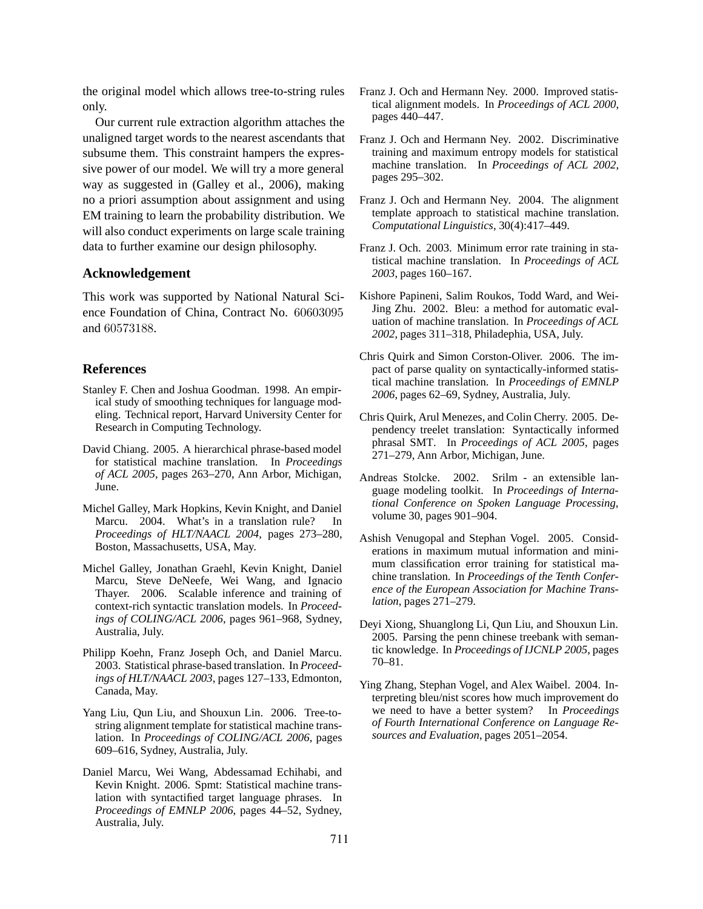the original model which allows tree-to-string rules only.

Our current rule extraction algorithm attaches the unaligned target words to the nearest ascendants that subsume them. This constraint hampers the expressive power of our model. We will try a more general way as suggested in (Galley et al., 2006), making no a priori assumption about assignment and using EM training to learn the probability distribution. We will also conduct experiments on large scale training data to further examine our design philosophy.

## Acknowledgement

This work was supported by National Natural Science Foundation of China, Contract No. 60603095 and 60573188.

## References

Stanley F. Chen and Joshua Goodman. 1998. An empirical study of smoothing techniques for language modeling. Technical report, Harvard University Center for Research in Computing Technology.

David Chiang. 2005. A hierarchical phrase-based model for statistical machine translation. In *Proceedings of ACL 2005*, pages 263–270, Ann Arbor, Michigan, June.

Michel Galley, Mark Hopkins, Kevin Knight, and Daniel Marcu. 2004. What's in a translation rule? In *Proceedings of HLT/NAACL 2004*, pages 273–280, Boston, Massachusetts, USA, May.

Michel Galley, Jonathan Graehl, Kevin Knight, Daniel Marcu, Steve DeNeefe, Wei Wang, and Ignacio Thayer. 2006. Scalable inference and training of context-rich syntactic translation models. In *Proceedings of COLING/ACL 2006*, pages 961–968, Sydney, Australia, July.

Philipp Koehn, Franz Joseph Och, and Daniel Marcu. 2003. Statistical phrase-based translation. In *Proceedings of HLT/NAACL 2003*, pages 127–133, Edmonton, Canada, May.

Yang Liu, Qun Liu, and Shouxun Lin. 2006. Tree-to-string alignment template for statistical machine translation. In *Proceedings of COLING/ACL 2006*, pages 609–616, Sydney, Australia, July.

Daniel Marcu, Wei Wang, Abdessamad Echihabi, and Kevin Knight. 2006. Spmt: Statistical machine translation with syntactified target language phrases. In *Proceedings of EMNLP 2006*, pages 44–52, Sydney, Australia, July.

Franz J. Och and Hermann Ney. 2000. Improved statistical alignment models. In *Proceedings of ACL 2000*, pages 440–447.

Franz J. Och and Hermann Ney. 2002. Discriminative training and maximum entropy models for statistical machine translation. In *Proceedings of ACL 2002*, pages 295–302.

Franz J. Och and Hermann Ney. 2004. The alignment template approach to statistical machine translation. *Computational Linguistics*, 30(4):417–449.

Franz J. Och. 2003. Minimum error rate training in statistical machine translation. In *Proceedings of ACL 2003*, pages 160–167.

Kishore Papineni, Salim Roukos, Todd Ward, and Wei-Jing Zhu. 2002. Bleu: a method for automatic evaluation of machine translation. In *Proceedings of ACL 2002*, pages 311–318, Philadephia, USA, July.

Chris Quirk and Simon Corston-Oliver. 2006. The impact of parse quality on syntactically-informed statistical machine translation. In *Proceedings of EMNLP 2006*, pages 62–69, Sydney, Australia, July.

Chris Quirk, Arul Menezes, and Colin Cherry. 2005. Dependency treelet translation: Syntactically informed phrasal SMT. In *Proceedings of ACL 2005*, pages 271–279, Ann Arbor, Michigan, June.

Andreas Stolcke. 2002. Srilm - an extensible language modeling toolkit. In *Proceedings of International Conference on Spoken Language Processing*, volume 30, pages 901–904.

Ashish Venugopal and Stephan Vogel. 2005. Considerations in maximum mutual information and minimum classification error training for statistical machine translation. In *Proceedings of the Tenth Conference of the European Association for Machine Translation*, pages 271–279.

Deyi Xiong, Shuanglong Li, Qun Liu, and Shouxun Lin. 2005. Parsing the penn chinese treebank with semantic knowledge. In *Proceedings of IJCNLP 2005*, pages 70–81.

Ying Zhang, Stephan Vogel, and Alex Waibel. 2004. Interpreting bleu/nist scores how much improvement do we need to have a better system? In *Proceedings of Fourth International Conference on Language Resources and Evaluation*, pages 2051–2054.